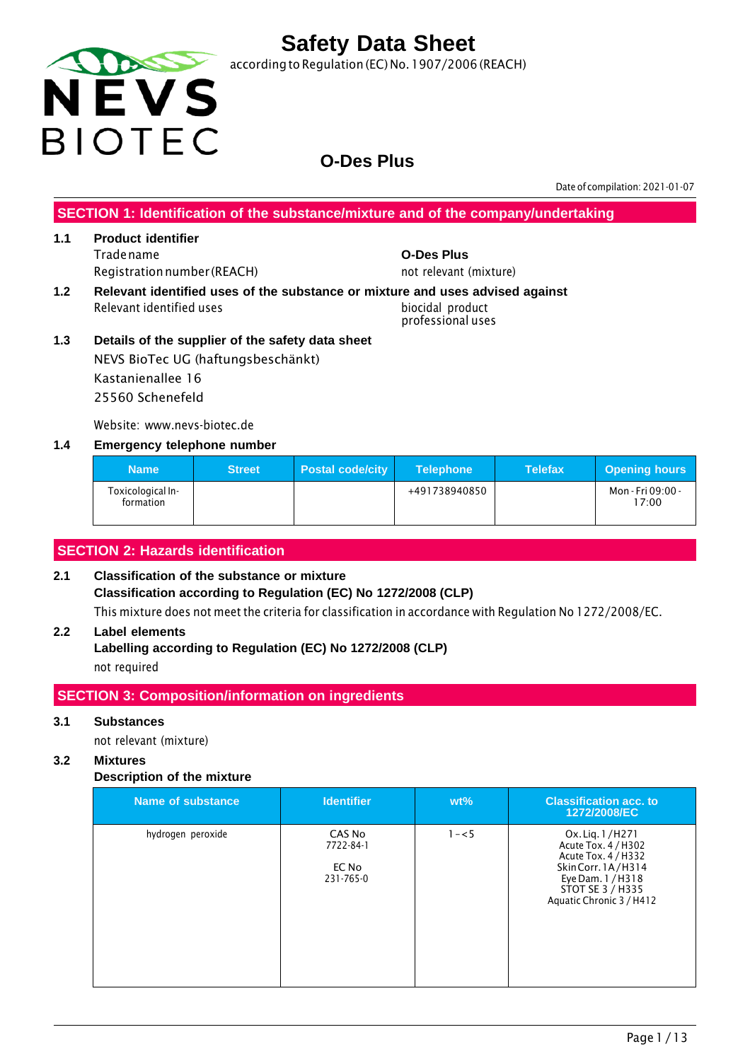# Safety Data Sheet

according to Regulation (EC) No. 1907/2006 (REACH)

NEVS BIOTEC

## O-Des Plus

Date of compilation: 2021-01-07

## SECTION 1: Identification of the substance/mixture and of the company/undertaking

**1.1 Product identifier**

| | |
|---|---|
| Trade name | **O-Des Plus** |
| Registration number (REACH) | not relevant (mixture) |

**1.2 Relevant identified uses of the substance or mixture and uses advised against**

| | |
|---|---|
| Relevant identified uses | biocidal product<br>professional uses |

**1.3 Details of the supplier of the safety data sheet**

NEVS BioTec UG (haftungsbeschänkt)
Kastanienallee 16
25560 Schenefeld

Website: www.nevs-biotec.de

**1.4 Emergency telephone number**

| Name | Street | Postal code/city | Telephone | Telefax | Opening hours |
|---|---|---|---|---|---|
| Toxicological Information | | | +491738940850 | | Mon - Fri 09:00 - 17:00 |

## SECTION 2: Hazards identification

**2.1 Classification of the substance or mixture**

**Classification according to Regulation (EC) No 1272/2008 (CLP)**

This mixture does not meet the criteria for classification in accordance with Regulation No 1272/2008/EC.

**2.2 Label elements**

**Labelling according to Regulation (EC) No 1272/2008 (CLP)**

not required

## SECTION 3: Composition/information on ingredients

**3.1 Substances**

not relevant (mixture)

**3.2 Mixtures**

**Description of the mixture**

| Name of substance | Identifier | wt% | Classification acc. to 1272/2008/EC |
|---|---|---|---|
| hydrogen peroxide | CAS No<br>7722-84-1<br><br>EC No<br>231-765-0 | 1 – < 5 | Ox. Liq. 1 / H271<br>Acute Tox. 4 / H302<br>Acute Tox. 4 / H332<br>Skin Corr. 1A / H314<br>Eye Dam. 1 / H318<br>STOT SE 3 / H335<br>Aquatic Chronic 3 / H412 |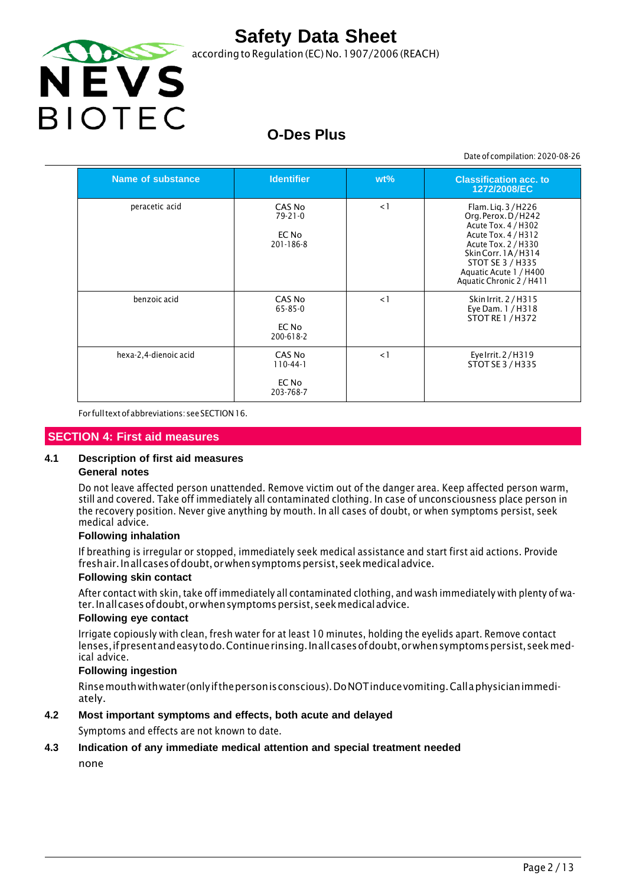| Name of substance | Identifier | wt% | Classification acc. to 1272/2008/EC |
|---|---|---|---|
| peracetic acid | CAS No 79-21-0<br><br>EC No 201-186-8 | < 1 | Flam. Liq. 3 / H226<br>Org. Perox. D / H242<br>Acute Tox. 4 / H302<br>Acute Tox. 4 / H312<br>Acute Tox. 2 / H330<br>Skin Corr. 1A / H314<br>STOT SE 3 / H335<br>Aquatic Acute 1 / H400<br>Aquatic Chronic 2 / H411 |
| benzoic acid | CAS No 65-85-0<br><br>EC No 200-618-2 | < 1 | Skin Irrit. 2 / H315<br>Eye Dam. 1 / H318<br>STOT RE 1 / H372 |
| hexa-2,4-dienoic acid | CAS No 110-44-1<br><br>EC No 203-768-7 | < 1 | Eye Irrit. 2 / H319<br>STOT SE 3 / H335 |

For full text of abbreviations: see SECTION 16.

## SECTION 4: First aid measures

### 4.1 Description of first aid measures

**General notes**

Do not leave affected person unattended. Remove victim out of the danger area. Keep affected person warm, still and covered. Take off immediately all contaminated clothing. In case of unconsciousness place person in the recovery position. Never give anything by mouth. In all cases of doubt, or when symptoms persist, seek medical advice.

**Following inhalation**

If breathing is irregular or stopped, immediately seek medical assistance and start first aid actions. Provide fresh air. In all cases of doubt, or when symptoms persist, seek medical advice.

**Following skin contact**

After contact with skin, take off immediately all contaminated clothing, and wash immediately with plenty of water. In all cases of doubt, or when symptoms persist, seek medical advice.

**Following eye contact**

Irrigate copiously with clean, fresh water for at least 10 minutes, holding the eyelids apart. Remove contact lenses, if present and easy to do. Continue rinsing. In all cases of doubt, or when symptoms persist, seek medical advice.

**Following ingestion**

Rinse mouth with water (only if the person is conscious). Do NOT induce vomiting. Call a physician immediately.

### 4.2 Most important symptoms and effects, both acute and delayed

Symptoms and effects are not known to date.

### 4.3 Indication of any immediate medical attention and special treatment needed

none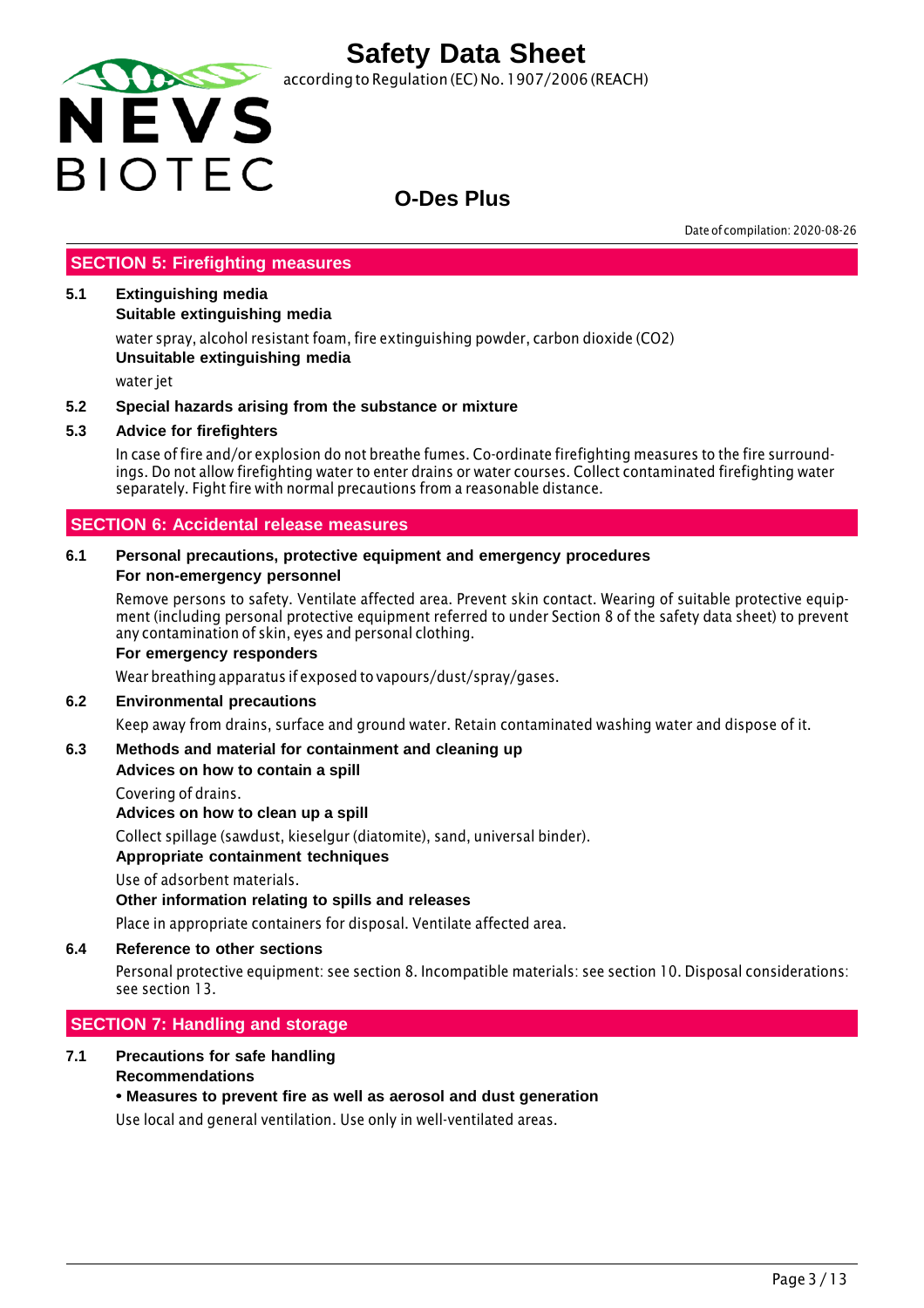## SECTION 5: Firefighting measures

**5.1 Extinguishing media**

**Suitable extinguishing media**

water spray, alcohol resistant foam, fire extinguishing powder, carbon dioxide ($CO_2$)

**Unsuitable extinguishing media**

water jet

**5.2 Special hazards arising from the substance or mixture**

**5.3 Advice for firefighters**

In case of fire and/or explosion do not breathe fumes. Co-ordinate firefighting measures to the fire surroundings. Do not allow firefighting water to enter drains or water courses. Collect contaminated firefighting water separately. Fight fire with normal precautions from a reasonable distance.

## SECTION 6: Accidental release measures

**6.1 Personal precautions, protective equipment and emergency procedures**

**For non-emergency personnel**

Remove persons to safety. Ventilate affected area. Prevent skin contact. Wearing of suitable protective equipment (including personal protective equipment referred to under Section 8 of the safety data sheet) to prevent any contamination of skin, eyes and personal clothing.

**For emergency responders**

Wear breathing apparatus if exposed to vapours/dust/spray/gases.

**6.2 Environmental precautions**

Keep away from drains, surface and ground water. Retain contaminated washing water and dispose of it.

**6.3 Methods and material for containment and cleaning up**

**Advices on how to contain a spill**

Covering of drains.

**Advices on how to clean up a spill**

Collect spillage (sawdust, kieselgur (diatomite), sand, universal binder).

**Appropriate containment techniques**

Use of adsorbent materials.

**Other information relating to spills and releases**

Place in appropriate containers for disposal. Ventilate affected area.

**6.4 Reference to other sections**

Personal protective equipment: see section 8. Incompatible materials: see section 10. Disposal considerations: see section 13.

## SECTION 7: Handling and storage

**7.1 Precautions for safe handling**

**Recommendations**

**• Measures to prevent fire as well as aerosol and dust generation**

Use local and general ventilation. Use only in well-ventilated areas.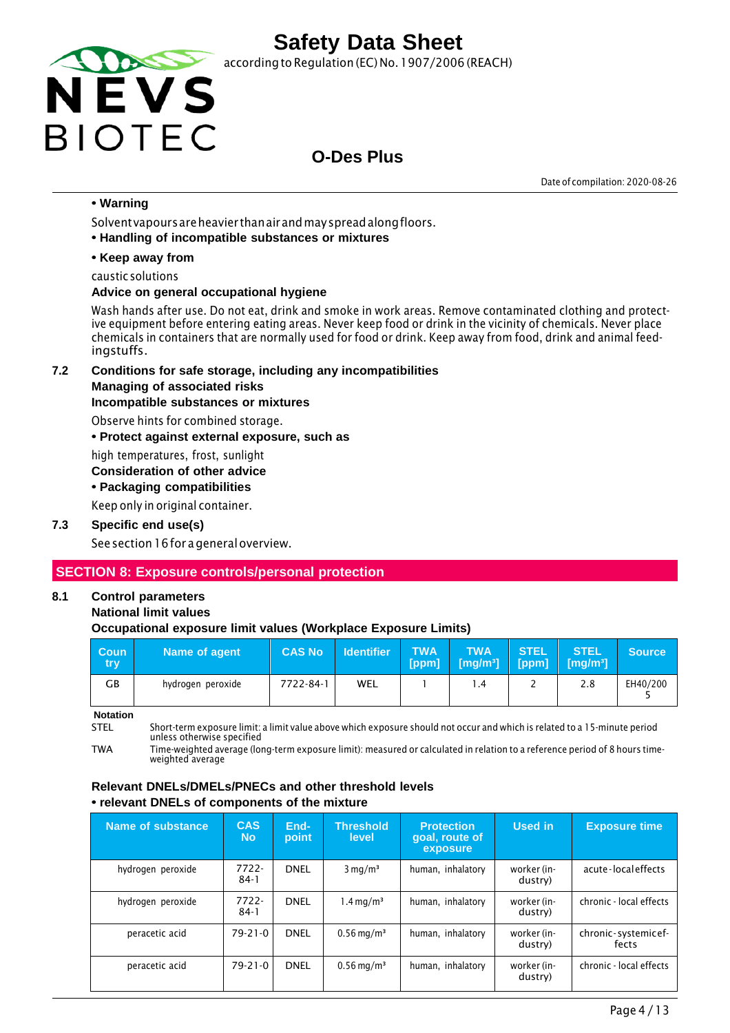• **Warning**

Solvent vapours are heavier than air and may spread along floors.

• **Handling of incompatible substances or mixtures**

• **Keep away from**

caustic solutions

**Advice on general occupational hygiene**

Wash hands after use. Do not eat, drink and smoke in work areas. Remove contaminated clothing and protective equipment before entering eating areas. Never keep food or drink in the vicinity of chemicals. Never place chemicals in containers that are normally used for food or drink. Keep away from food, drink and animal feedingstuffs.

### 7.2 Conditions for safe storage, including any incompatibilities

**Managing of associated risks**

**Incompatible substances or mixtures**

Observe hints for combined storage.

• **Protect against external exposure, such as**

high temperatures, frost, sunlight

**Consideration of other advice**

• **Packaging compatibilities**

Keep only in original container.

### 7.3 Specific end use(s)

See section 16 for a general overview.

## SECTION 8: Exposure controls/personal protection

### 8.1 Control parameters

**National limit values**

**Occupational exposure limit values (Workplace Exposure Limits)**

| Country | Name of agent | CAS No | Identifier | TWA [ppm] | TWA [mg/m³] | STEL [ppm] | STEL [mg/m³] | Source |
|---|---|---|---|---|---|---|---|---|
| GB | hydrogen peroxide | 7722-84-1 | WEL | 1 | 1.4 | 2 | 2.8 | EH40/2005 |

**Notation**

STEL Short-term exposure limit: a limit value above which exposure should not occur and which is related to a 15-minute period unless otherwise specified

TWA Time-weighted average (long-term exposure limit): measured or calculated in relation to a reference period of 8 hours time-weighted average

**Relevant DNELs/DMELs/PNECs and other threshold levels**

• **relevant DNELs of components of the mixture**

| Name of substance | CAS No | End-point | Threshold level | Protection goal, route of exposure | Used in | Exposure time |
|---|---|---|---|---|---|---|
| hydrogen peroxide | 7722-84-1 | DNEL | 3 mg/m³ | human, inhalatory | worker (industry) | acute - local effects |
| hydrogen peroxide | 7722-84-1 | DNEL | 1.4 mg/m³ | human, inhalatory | worker (industry) | chronic - local effects |
| peracetic acid | 79-21-0 | DNEL | 0.56 mg/m³ | human, inhalatory | worker (industry) | chronic - systemic effects |
| peracetic acid | 79-21-0 | DNEL | 0.56 mg/m³ | human, inhalatory | worker (industry) | chronic - local effects |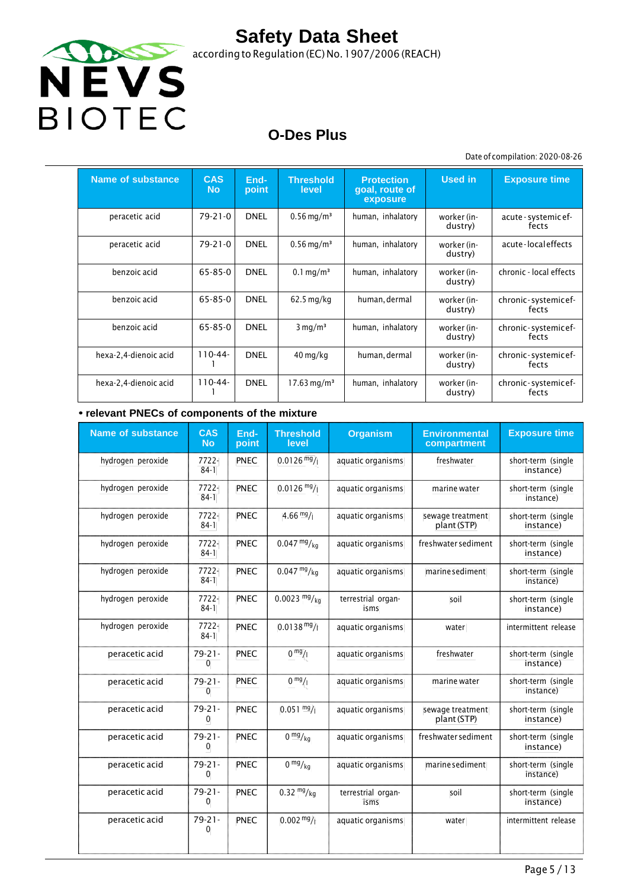| Name of substance | CAS No | End-point | Threshold level | Protection goal, route of exposure | Used in | Exposure time |
|---|---|---|---|---|---|---|
| peracetic acid | 79-21-0 | DNEL | 0.56 mg/m³ | human, inhalatory | worker (industry) | acute - systemic effects |
| peracetic acid | 79-21-0 | DNEL | 0.56 mg/m³ | human, inhalatory | worker (industry) | acute - local effects |
| benzoic acid | 65-85-0 | DNEL | 0.1 mg/m³ | human, inhalatory | worker (industry) | chronic - local effects |
| benzoic acid | 65-85-0 | DNEL | 62.5 mg/kg | human, dermal | worker (industry) | chronic - systemic effects |
| benzoic acid | 65-85-0 | DNEL | 3 mg/m³ | human, inhalatory | worker (industry) | chronic - systemic effects |
| hexa-2,4-dienoic acid | 110-44-1 | DNEL | 40 mg/kg | human, dermal | worker (industry) | chronic - systemic effects |
| hexa-2,4-dienoic acid | 110-44-1 | DNEL | 17.63 mg/m³ | human, inhalatory | worker (industry) | chronic - systemic effects |

- **relevant PNECs of components of the mixture**

| Name of substance | CAS No | End-point | Threshold level | Organism | Environmental compartment | Exposure time |
|---|---|---|---|---|---|---|
| hydrogen peroxide | 7722-84-1 | PNEC | 0.0126 mg/l | aquatic organisms | freshwater | short-term (single instance) |
| hydrogen peroxide | 7722-84-1 | PNEC | 0.0126 mg/l | aquatic organisms | marine water | short-term (single instance) |
| hydrogen peroxide | 7722-84-1 | PNEC | 4.66 mg/l | aquatic organisms | sewage treatment plant (STP) | short-term (single instance) |
| hydrogen peroxide | 7722-84-1 | PNEC | 0.047 mg/kg | aquatic organisms | freshwater sediment | short-term (single instance) |
| hydrogen peroxide | 7722-84-1 | PNEC | 0.047 mg/kg | aquatic organisms | marine sediment | short-term (single instance) |
| hydrogen peroxide | 7722-84-1 | PNEC | 0.0023 mg/kg | terrestrial organisms | soil | short-term (single instance) |
| hydrogen peroxide | 7722-84-1 | PNEC | 0.0138 mg/l | aquatic organisms | water | intermittent release |
| peracetic acid | 79-21-0 | PNEC | 0 mg/l | aquatic organisms | freshwater | short-term (single instance) |
| peracetic acid | 79-21-0 | PNEC | 0 mg/l | aquatic organisms | marine water | short-term (single instance) |
| peracetic acid | 79-21-0 | PNEC | 0.051 mg/l | aquatic organisms | sewage treatment plant (STP) | short-term (single instance) |
| peracetic acid | 79-21-0 | PNEC | 0 mg/kg | aquatic organisms | freshwater sediment | short-term (single instance) |
| peracetic acid | 79-21-0 | PNEC | 0 mg/kg | aquatic organisms | marine sediment | short-term (single instance) |
| peracetic acid | 79-21-0 | PNEC | 0.32 mg/kg | terrestrial organisms | soil | short-term (single instance) |
| peracetic acid | 79-21-0 | PNEC | 0.002 mg/l | aquatic organisms | water | intermittent release |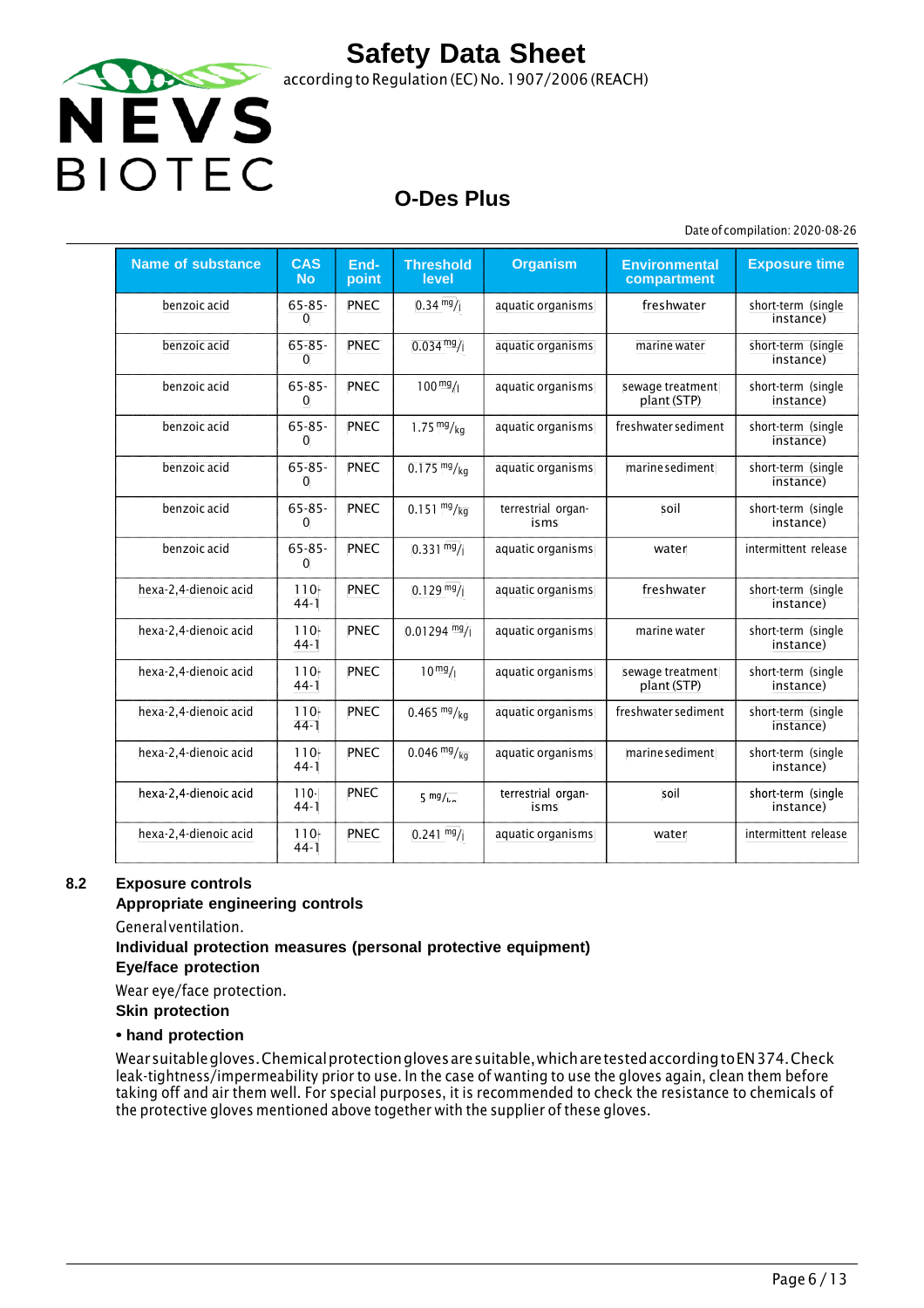| Name of substance | CAS No | End-point | Threshold level | Organism | Environmental compartment | Exposure time |
|---|---|---|---|---|---|---|
| benzoic acid | 65-85-0 | PNEC | 0.34 mg/l | aquatic organisms | freshwater | short-term (single instance) |
| benzoic acid | 65-85-0 | PNEC | 0.034 mg/l | aquatic organisms | marine water | short-term (single instance) |
| benzoic acid | 65-85-0 | PNEC | 100 mg/l | aquatic organisms | sewage treatment plant (STP) | short-term (single instance) |
| benzoic acid | 65-85-0 | PNEC | 1.75 mg/kg | aquatic organisms | freshwater sediment | short-term (single instance) |
| benzoic acid | 65-85-0 | PNEC | 0.175 mg/kg | aquatic organisms | marine sediment | short-term (single instance) |
| benzoic acid | 65-85-0 | PNEC | 0.151 mg/kg | terrestrial organisms | soil | short-term (single instance) |
| benzoic acid | 65-85-0 | PNEC | 0.331 mg/l | aquatic organisms | water | intermittent release |
| hexa-2,4-dienoic acid | 110-44-1 | PNEC | 0.129 mg/l | aquatic organisms | freshwater | short-term (single instance) |
| hexa-2,4-dienoic acid | 110-44-1 | PNEC | 0.01294 mg/l | aquatic organisms | marine water | short-term (single instance) |
| hexa-2,4-dienoic acid | 110-44-1 | PNEC | 10 mg/l | aquatic organisms | sewage treatment plant (STP) | short-term (single instance) |
| hexa-2,4-dienoic acid | 110-44-1 | PNEC | 0.465 mg/kg | aquatic organisms | freshwater sediment | short-term (single instance) |
| hexa-2,4-dienoic acid | 110-44-1 | PNEC | 0.046 mg/kg | aquatic organisms | marine sediment | short-term (single instance) |
| hexa-2,4-dienoic acid | 110-44-1 | PNEC | 5 mg/kg | terrestrial organisms | soil | short-term (single instance) |
| hexa-2,4-dienoic acid | 110-44-1 | PNEC | 0.241 mg/l | aquatic organisms | water | intermittent release |

## 8.2 Exposure controls

**Appropriate engineering controls**

General ventilation.

**Individual protection measures (personal protective equipment)**

**Eye/face protection**

Wear eye/face protection.

**Skin protection**

**• hand protection**

Wear suitable gloves. Chemical protection gloves are suitable, which are tested according to EN 374. Check leak-tightness/impermeability prior to use. In the case of wanting to use the gloves again, clean them before taking off and air them well. For special purposes, it is recommended to check the resistance to chemicals of the protective gloves mentioned above together with the supplier of these gloves.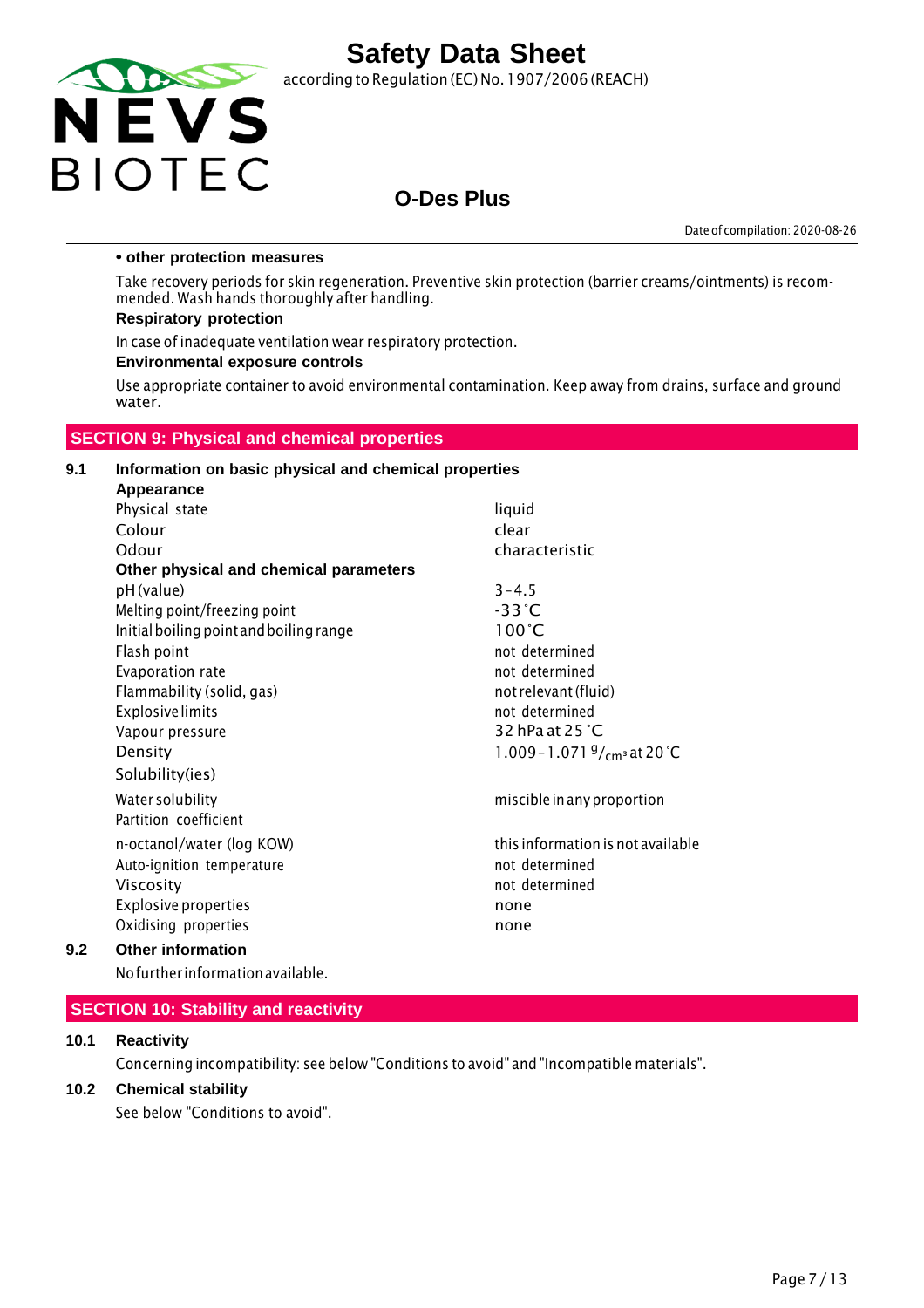**• other protection measures**

Take recovery periods for skin regeneration. Preventive skin protection (barrier creams/ointments) is recommended. Wash hands thoroughly after handling.

**Respiratory protection**

In case of inadequate ventilation wear respiratory protection.

**Environmental exposure controls**

Use appropriate container to avoid environmental contamination. Keep away from drains, surface and ground water.

## SECTION 9: Physical and chemical properties

### 9.1 Information on basic physical and chemical properties

**Appearance**

| | |
|---|---|
| Physical state | liquid |
| Colour | clear |
| Odour | characteristic |

**Other physical and chemical parameters**

| | |
|---|---|
| pH (value) | 3 – 4.5 |
| Melting point/freezing point | -33 °C |
| Initial boiling point and boiling range | 100 °C |
| Flash point | not determined |
| Evaporation rate | not determined |
| Flammability (solid, gas) | not relevant (fluid) |
| Explosive limits | not determined |
| Vapour pressure | 32 hPa at 25 °C |
| Density | 1.009 – 1.071 $^{g}/_{cm^3}$ at 20 °C |
| Solubility(ies) | |
| Water solubility | miscible in any proportion |
| Partition coefficient | |
| n-octanol/water (log KOW) | this information is not available |
| Auto-ignition temperature | not determined |
| Viscosity | not determined |
| Explosive properties | none |
| Oxidising properties | none |

### 9.2 Other information

No further information available.

## SECTION 10: Stability and reactivity

### 10.1 Reactivity

Concerning incompatibility: see below "Conditions to avoid" and "Incompatible materials".

### 10.2 Chemical stability

See below "Conditions to avoid".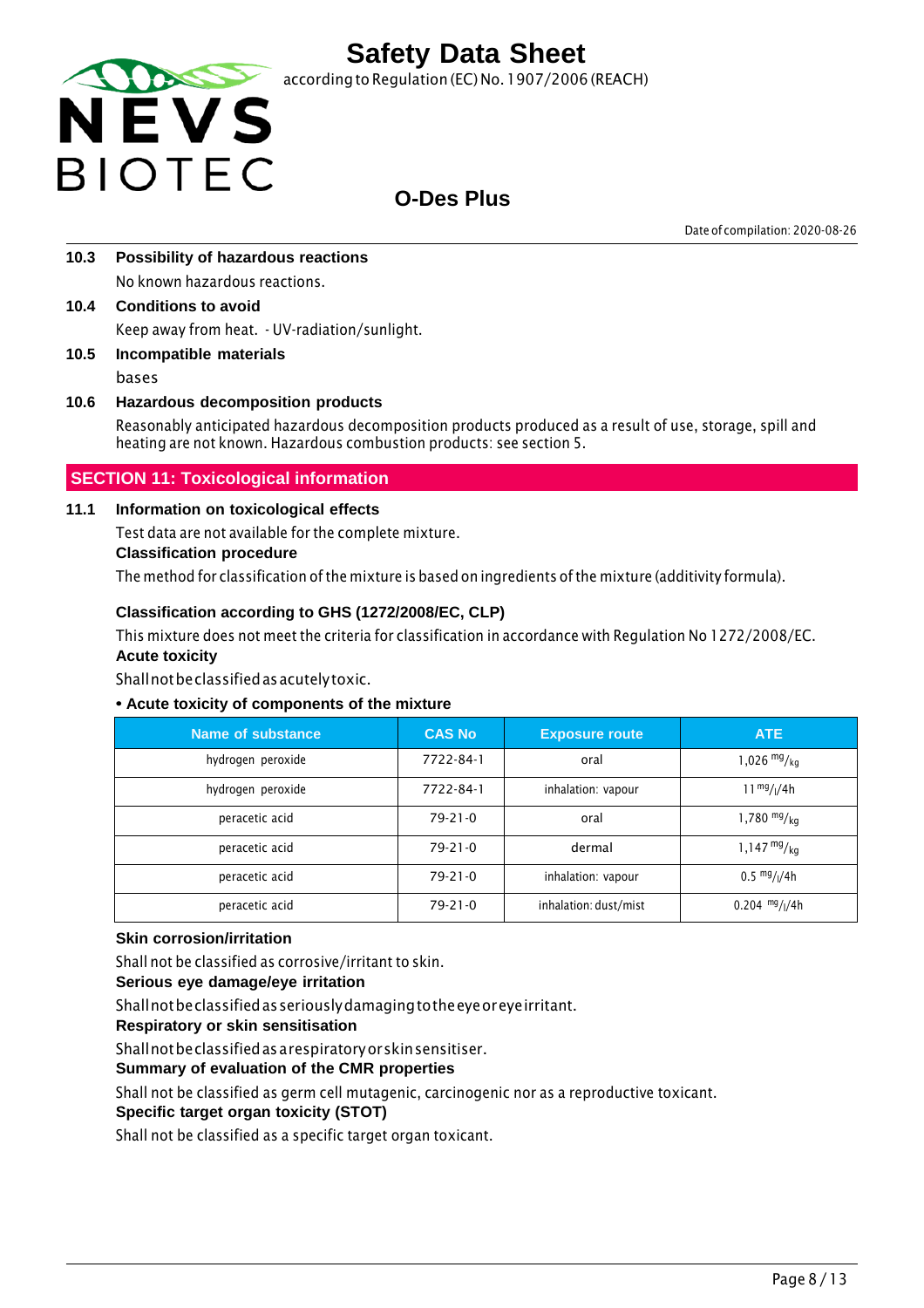### 10.3 Possibility of hazardous reactions

No known hazardous reactions.

### 10.4 Conditions to avoid

Keep away from heat. - UV-radiation/sunlight.

### 10.5 Incompatible materials

bases

### 10.6 Hazardous decomposition products

Reasonably anticipated hazardous decomposition products produced as a result of use, storage, spill and heating are not known. Hazardous combustion products: see section 5.

## SECTION 11: Toxicological information

### 11.1 Information on toxicological effects

Test data are not available for the complete mixture.

**Classification procedure**

The method for classification of the mixture is based on ingredients of the mixture (additivity formula).

**Classification according to GHS (1272/2008/EC, CLP)**

This mixture does not meet the criteria for classification in accordance with Regulation No 1272/2008/EC.

**Acute toxicity**

Shall not be classified as acutely toxic.

**• Acute toxicity of components of the mixture**

| Name of substance | CAS No | Exposure route | ATE |
|---|---|---|---|
| hydrogen peroxide | 7722-84-1 | oral | 1,026 $^{mg}/_{kg}$ |
| hydrogen peroxide | 7722-84-1 | inhalation: vapour | 11 $^{mg}/_{l}$/4h |
| peracetic acid | 79-21-0 | oral | 1,780 $^{mg}/_{kg}$ |
| peracetic acid | 79-21-0 | dermal | 1,147 $^{mg}/_{kg}$ |
| peracetic acid | 79-21-0 | inhalation: vapour | 0.5 $^{mg}/_{l}$/4h |
| peracetic acid | 79-21-0 | inhalation: dust/mist | 0.204 $^{mg}/_{l}$/4h |

**Skin corrosion/irritation**

Shall not be classified as corrosive/irritant to skin.

**Serious eye damage/eye irritation**

Shall not be classified as seriously damaging to the eye or eye irritant.

**Respiratory or skin sensitisation**

Shall not be classified as a respiratory or skin sensitiser.

**Summary of evaluation of the CMR properties**

Shall not be classified as germ cell mutagenic, carcinogenic nor as a reproductive toxicant.

**Specific target organ toxicity (STOT)**

Shall not be classified as a specific target organ toxicant.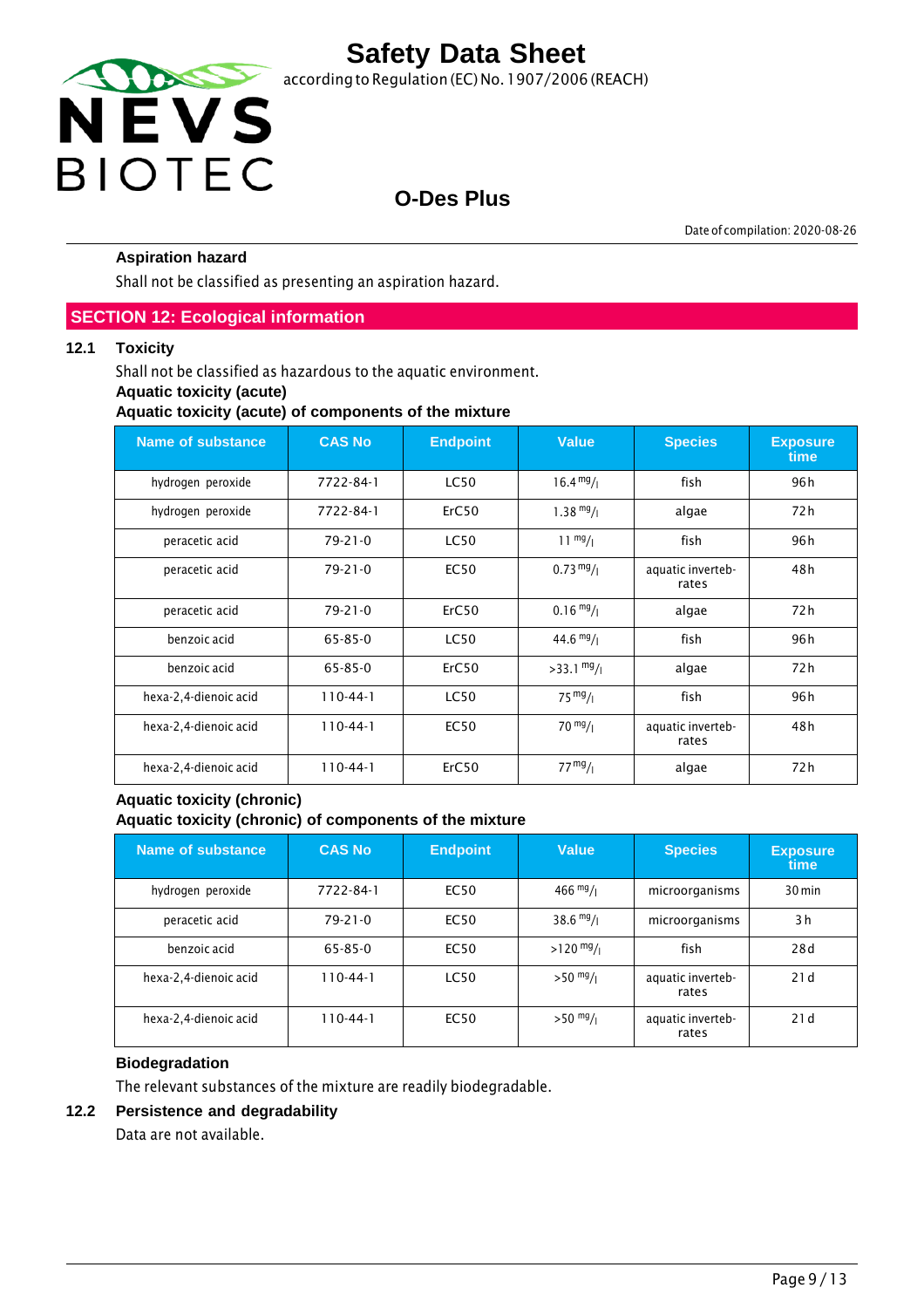**Aspiration hazard**

Shall not be classified as presenting an aspiration hazard.

## SECTION 12: Ecological information

### 12.1 Toxicity

Shall not be classified as hazardous to the aquatic environment.

**Aquatic toxicity (acute)**

**Aquatic toxicity (acute) of components of the mixture**

| Name of substance | CAS No | Endpoint | Value | Species | Exposure time |
|---|---|---|---|---|---|
| hydrogen peroxide | 7722-84-1 | LC50 | 16.4 mg/l | fish | 96 h |
| hydrogen peroxide | 7722-84-1 | ErC50 | 1.38 mg/l | algae | 72 h |
| peracetic acid | 79-21-0 | LC50 | 11 mg/l | fish | 96 h |
| peracetic acid | 79-21-0 | EC50 | 0.73 mg/l | aquatic invertebrates | 48 h |
| peracetic acid | 79-21-0 | ErC50 | 0.16 mg/l | algae | 72 h |
| benzoic acid | 65-85-0 | LC50 | 44.6 mg/l | fish | 96 h |
| benzoic acid | 65-85-0 | ErC50 | >33.1 mg/l | algae | 72 h |
| hexa-2,4-dienoic acid | 110-44-1 | LC50 | 75 mg/l | fish | 96 h |
| hexa-2,4-dienoic acid | 110-44-1 | EC50 | 70 mg/l | aquatic invertebrates | 48 h |
| hexa-2,4-dienoic acid | 110-44-1 | ErC50 | 77 mg/l | algae | 72 h |

**Aquatic toxicity (chronic)**

**Aquatic toxicity (chronic) of components of the mixture**

| Name of substance | CAS No | Endpoint | Value | Species | Exposure time |
|---|---|---|---|---|---|
| hydrogen peroxide | 7722-84-1 | EC50 | 466 mg/l | microorganisms | 30 min |
| peracetic acid | 79-21-0 | EC50 | 38.6 mg/l | microorganisms | 3 h |
| benzoic acid | 65-85-0 | EC50 | >120 mg/l | fish | 28 d |
| hexa-2,4-dienoic acid | 110-44-1 | LC50 | >50 mg/l | aquatic invertebrates | 21 d |
| hexa-2,4-dienoic acid | 110-44-1 | EC50 | >50 mg/l | aquatic invertebrates | 21 d |

**Biodegradation**

The relevant substances of the mixture are readily biodegradable.

### 12.2 Persistence and degradability

Data are not available.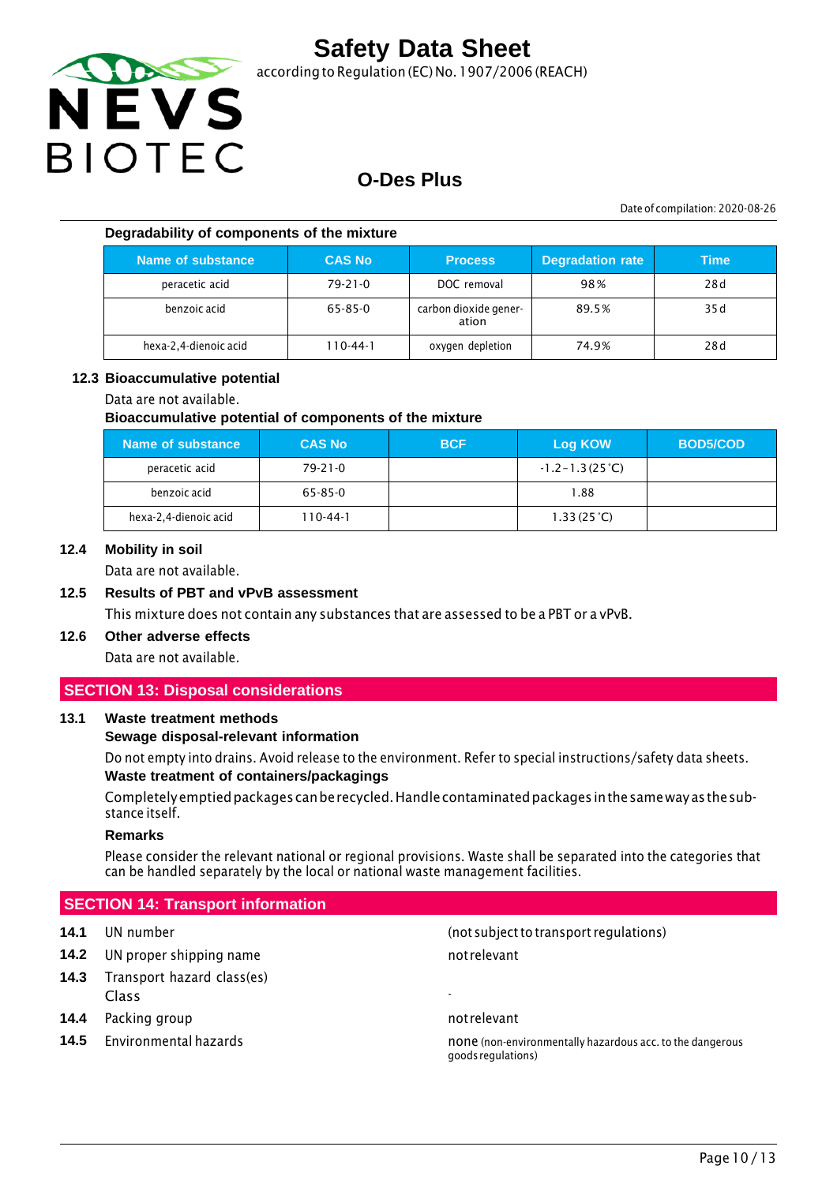**Degradability of components of the mixture**

| Name of substance | CAS No | Process | Degradation rate | Time |
|---|---|---|---|---|
| peracetic acid | 79-21-0 | DOC removal | 98 % | 28 d |
| benzoic acid | 65-85-0 | carbon dioxide generation | 89.5 % | 35 d |
| hexa-2,4-dienoic acid | 110-44-1 | oxygen depletion | 74.9 % | 28 d |

### 12.3 Bioaccumulative potential

Data are not available.

**Bioaccumulative potential of components of the mixture**

| Name of substance | CAS No | BCF | Log KOW | BOD5/COD |
|---|---|---|---|---|
| peracetic acid | 79-21-0 | | -1.2 – 1.3 (25 °C) | |
| benzoic acid | 65-85-0 | | 1.88 | |
| hexa-2,4-dienoic acid | 110-44-1 | | 1.33 (25 °C) | |

### 12.4 Mobility in soil

Data are not available.

### 12.5 Results of PBT and vPvB assessment

This mixture does not contain any substances that are assessed to be a PBT or a vPvB.

### 12.6 Other adverse effects

Data are not available.

## SECTION 13: Disposal considerations

### 13.1 Waste treatment methods

**Sewage disposal-relevant information**

Do not empty into drains. Avoid release to the environment. Refer to special instructions/safety data sheets.

**Waste treatment of containers/packagings**

Completely emptied packages can be recycled. Handle contaminated packages in the same way as the substance itself.

**Remarks**

Please consider the relevant national or regional provisions. Waste shall be separated into the categories that can be handled separately by the local or national waste management facilities.

## SECTION 14: Transport information

**14.1** UN number — (not subject to transport regulations)

**14.2** UN proper shipping name — not relevant

**14.3** Transport hazard class(es)
Class — -

**14.4** Packing group — not relevant

**14.5** Environmental hazards — none (non-environmentally hazardous acc. to the dangerous goods regulations)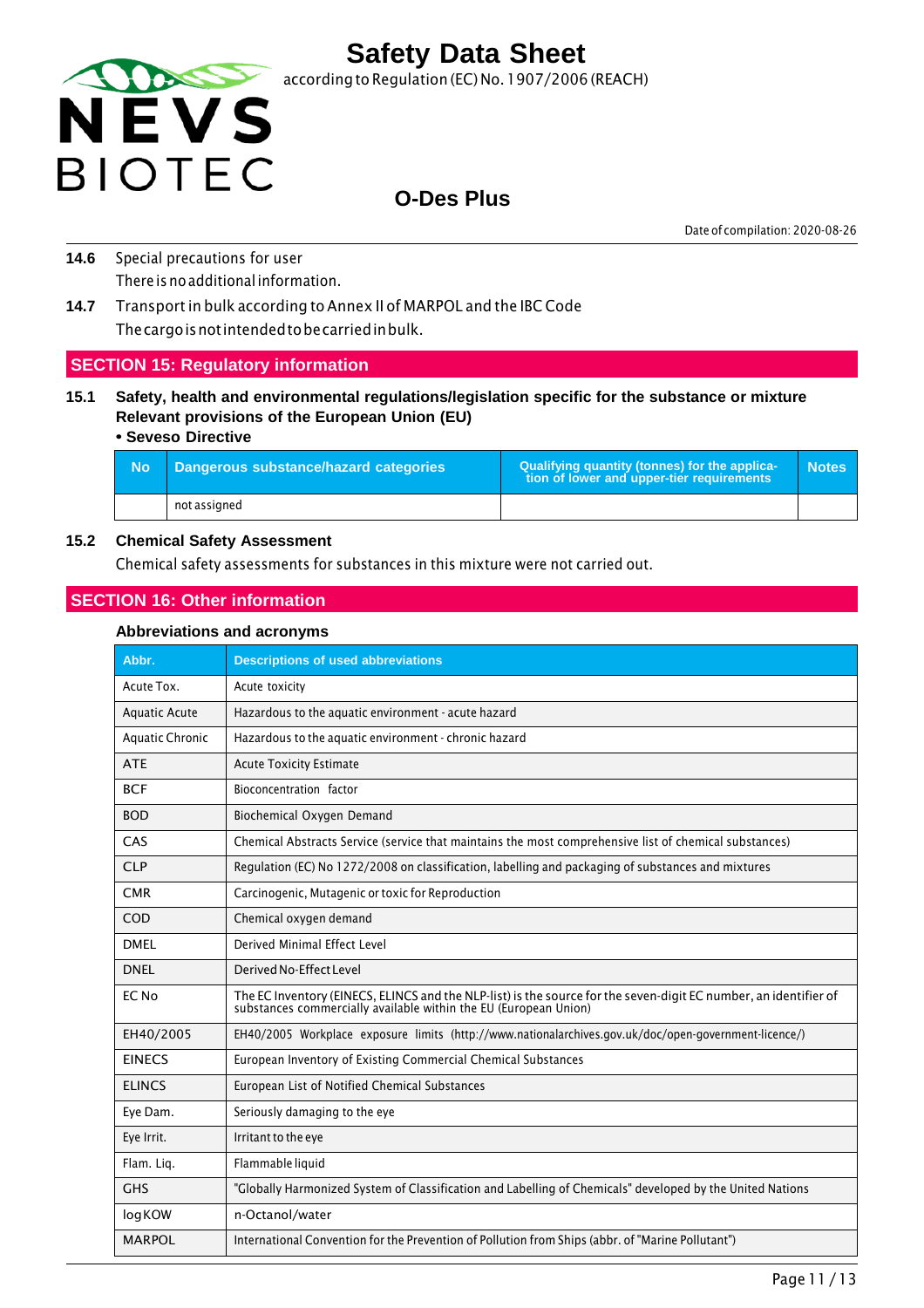**14.6** Special precautions for user

There is no additional information.

**14.7** Transport in bulk according to Annex II of MARPOL and the IBC Code

The cargo is not intended to be carried in bulk.

## SECTION 15: Regulatory information

### 15.1 Safety, health and environmental regulations/legislation specific for the substance or mixture

**Relevant provisions of the European Union (EU)**

**• Seveso Directive**

| No | Dangerous substance/hazard categories | Qualifying quantity (tonnes) for the application of lower and upper-tier requirements | Notes |
|---|---|---|---|
| | not assigned | | |

### 15.2 Chemical Safety Assessment

Chemical safety assessments for substances in this mixture were not carried out.

## SECTION 16: Other information

### Abbreviations and acronyms

| Abbr. | Descriptions of used abbreviations |
|---|---|
| Acute Tox. | Acute toxicity |
| Aquatic Acute | Hazardous to the aquatic environment - acute hazard |
| Aquatic Chronic | Hazardous to the aquatic environment - chronic hazard |
| ATE | Acute Toxicity Estimate |
| BCF | Bioconcentration factor |
| BOD | Biochemical Oxygen Demand |
| CAS | Chemical Abstracts Service (service that maintains the most comprehensive list of chemical substances) |
| CLP | Regulation (EC) No 1272/2008 on classification, labelling and packaging of substances and mixtures |
| CMR | Carcinogenic, Mutagenic or toxic for Reproduction |
| COD | Chemical oxygen demand |
| DMEL | Derived Minimal Effect Level |
| DNEL | Derived No-Effect Level |
| EC No | The EC Inventory (EINECS, ELINCS and the NLP-list) is the source for the seven-digit EC number, an identifier of substances commercially available within the EU (European Union) |
| EH40/2005 | EH40/2005 Workplace exposure limits (http://www.nationalarchives.gov.uk/doc/open-government-licence/) |
| EINECS | European Inventory of Existing Commercial Chemical Substances |
| ELINCS | European List of Notified Chemical Substances |
| Eye Dam. | Seriously damaging to the eye |
| Eye Irrit. | Irritant to the eye |
| Flam. Liq. | Flammable liquid |
| GHS | "Globally Harmonized System of Classification and Labelling of Chemicals" developed by the United Nations |
| log KOW | n-Octanol/water |
| MARPOL | International Convention for the Prevention of Pollution from Ships (abbr. of "Marine Pollutant") |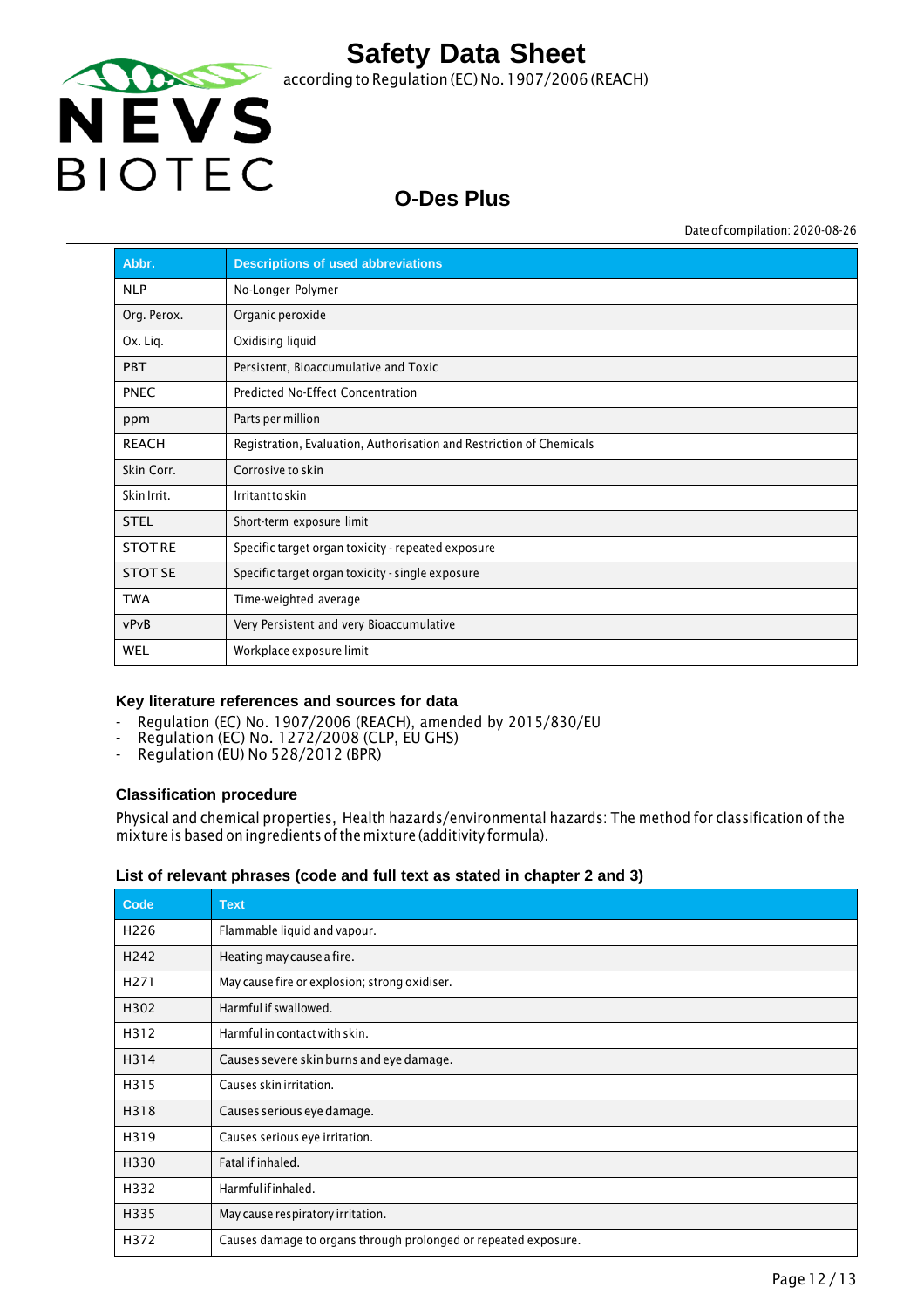| Abbr. | Descriptions of used abbreviations |
|---|---|
| NLP | No-Longer Polymer |
| Org. Perox. | Organic peroxide |
| Ox. Liq. | Oxidising liquid |
| PBT | Persistent, Bioaccumulative and Toxic |
| PNEC | Predicted No-Effect Concentration |
| ppm | Parts per million |
| REACH | Registration, Evaluation, Authorisation and Restriction of Chemicals |
| Skin Corr. | Corrosive to skin |
| Skin Irrit. | Irritant to skin |
| STEL | Short-term exposure limit |
| STOT RE | Specific target organ toxicity - repeated exposure |
| STOT SE | Specific target organ toxicity - single exposure |
| TWA | Time-weighted average |
| vPvB | Very Persistent and very Bioaccumulative |
| WEL | Workplace exposure limit |

### Key literature references and sources for data

- Regulation (EC) No. 1907/2006 (REACH), amended by 2015/830/EU
- Regulation (EC) No. 1272/2008 (CLP, EU GHS)
- Regulation (EU) No 528/2012 (BPR)

### Classification procedure

Physical and chemical properties, Health hazards/environmental hazards: The method for classification of the mixture is based on ingredients of the mixture (additivity formula).

### List of relevant phrases (code and full text as stated in chapter 2 and 3)

| Code | Text |
|---|---|
| H226 | Flammable liquid and vapour. |
| H242 | Heating may cause a fire. |
| H271 | May cause fire or explosion; strong oxidiser. |
| H302 | Harmful if swallowed. |
| H312 | Harmful in contact with skin. |
| H314 | Causes severe skin burns and eye damage. |
| H315 | Causes skin irritation. |
| H318 | Causes serious eye damage. |
| H319 | Causes serious eye irritation. |
| H330 | Fatal if inhaled. |
| H332 | Harmful if inhaled. |
| H335 | May cause respiratory irritation. |
| H372 | Causes damage to organs through prolonged or repeated exposure. |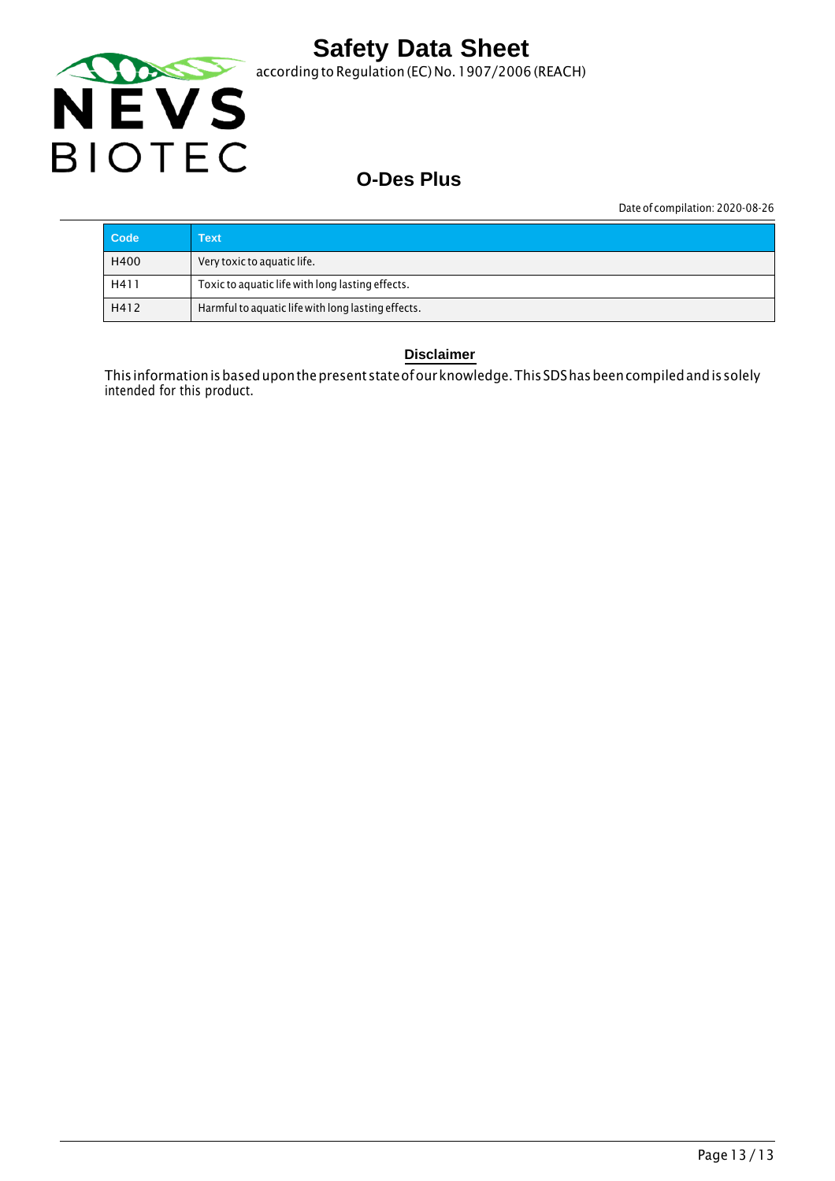| Code | Text |
|---|---|
| H400 | Very toxic to aquatic life. |
| H411 | Toxic to aquatic life with long lasting effects. |
| H412 | Harmful to aquatic life with long lasting effects. |

## Disclaimer

This information is based upon the present state of our knowledge. This SDS has been compiled and is solely intended for this product.